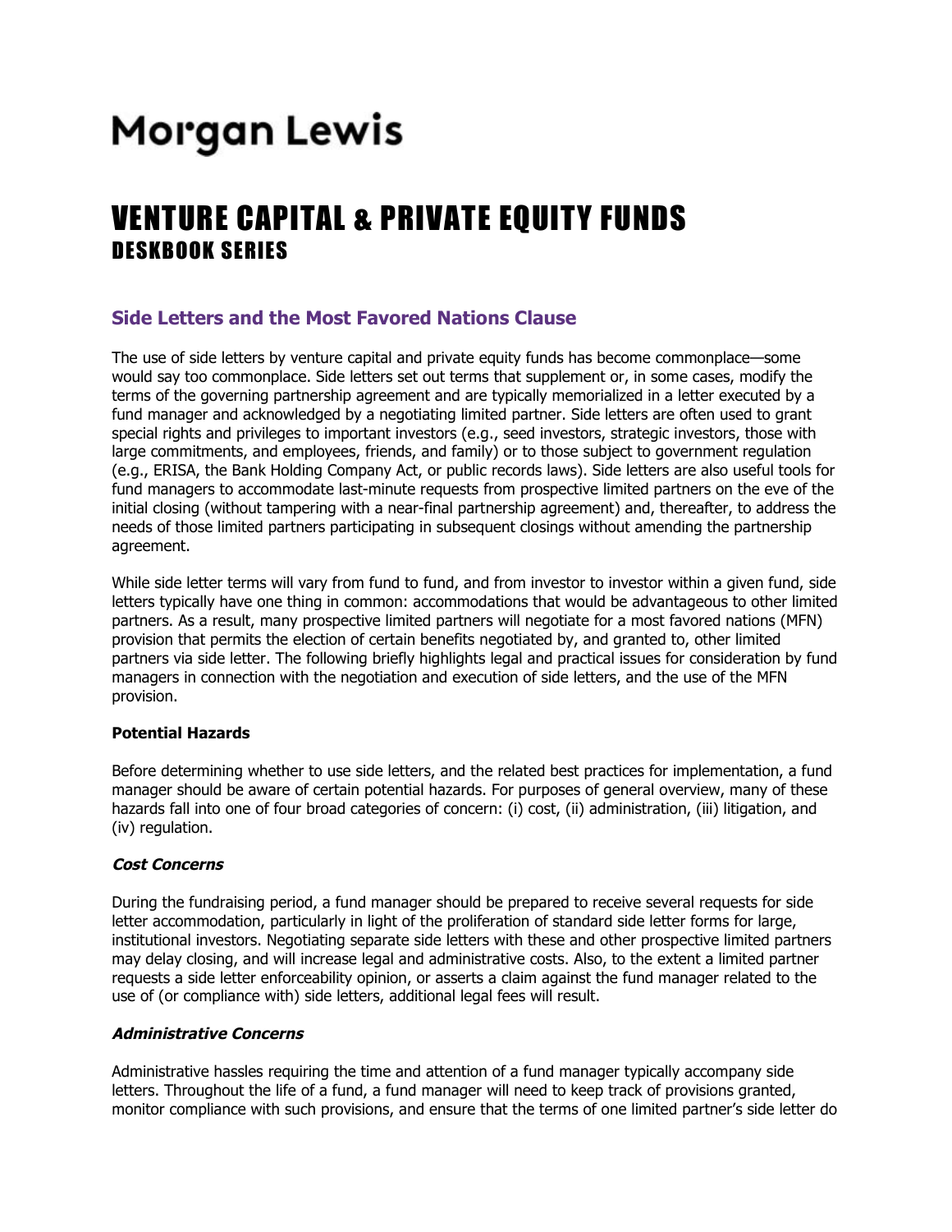# Morgan Lewis

# VENTURE CAPITAL & PRIVATE EQUITY FUNDS
## DESKBOOK SERIES

### Side Letters and the Most Favored Nations Clause

The use of side letters by venture capital and private equity funds has become commonplace—some would say too commonplace. Side letters set out terms that supplement or, in some cases, modify the terms of the governing partnership agreement and are typically memorialized in a letter executed by a fund manager and acknowledged by a negotiating limited partner. Side letters are often used to grant special rights and privileges to important investors (e.g., seed investors, strategic investors, those with large commitments, and employees, friends, and family) or to those subject to government regulation (e.g., ERISA, the Bank Holding Company Act, or public records laws). Side letters are also useful tools for fund managers to accommodate last-minute requests from prospective limited partners on the eve of the initial closing (without tampering with a near-final partnership agreement) and, thereafter, to address the needs of those limited partners participating in subsequent closings without amending the partnership agreement.

While side letter terms will vary from fund to fund, and from investor to investor within a given fund, side letters typically have one thing in common: accommodations that would be advantageous to other limited partners. As a result, many prospective limited partners will negotiate for a most favored nations (MFN) provision that permits the election of certain benefits negotiated by, and granted to, other limited partners via side letter. The following briefly highlights legal and practical issues for consideration by fund managers in connection with the negotiation and execution of side letters, and the use of the MFN provision.

**Potential Hazards**

Before determining whether to use side letters, and the related best practices for implementation, a fund manager should be aware of certain potential hazards. For purposes of general overview, many of these hazards fall into one of four broad categories of concern: (i) cost, (ii) administration, (iii) litigation, and (iv) regulation.

***Cost Concerns***

During the fundraising period, a fund manager should be prepared to receive several requests for side letter accommodation, particularly in light of the proliferation of standard side letter forms for large, institutional investors. Negotiating separate side letters with these and other prospective limited partners may delay closing, and will increase legal and administrative costs. Also, to the extent a limited partner requests a side letter enforceability opinion, or asserts a claim against the fund manager related to the use of (or compliance with) side letters, additional legal fees will result.

***Administrative Concerns***

Administrative hassles requiring the time and attention of a fund manager typically accompany side letters. Throughout the life of a fund, a fund manager will need to keep track of provisions granted, monitor compliance with such provisions, and ensure that the terms of one limited partner's side letter do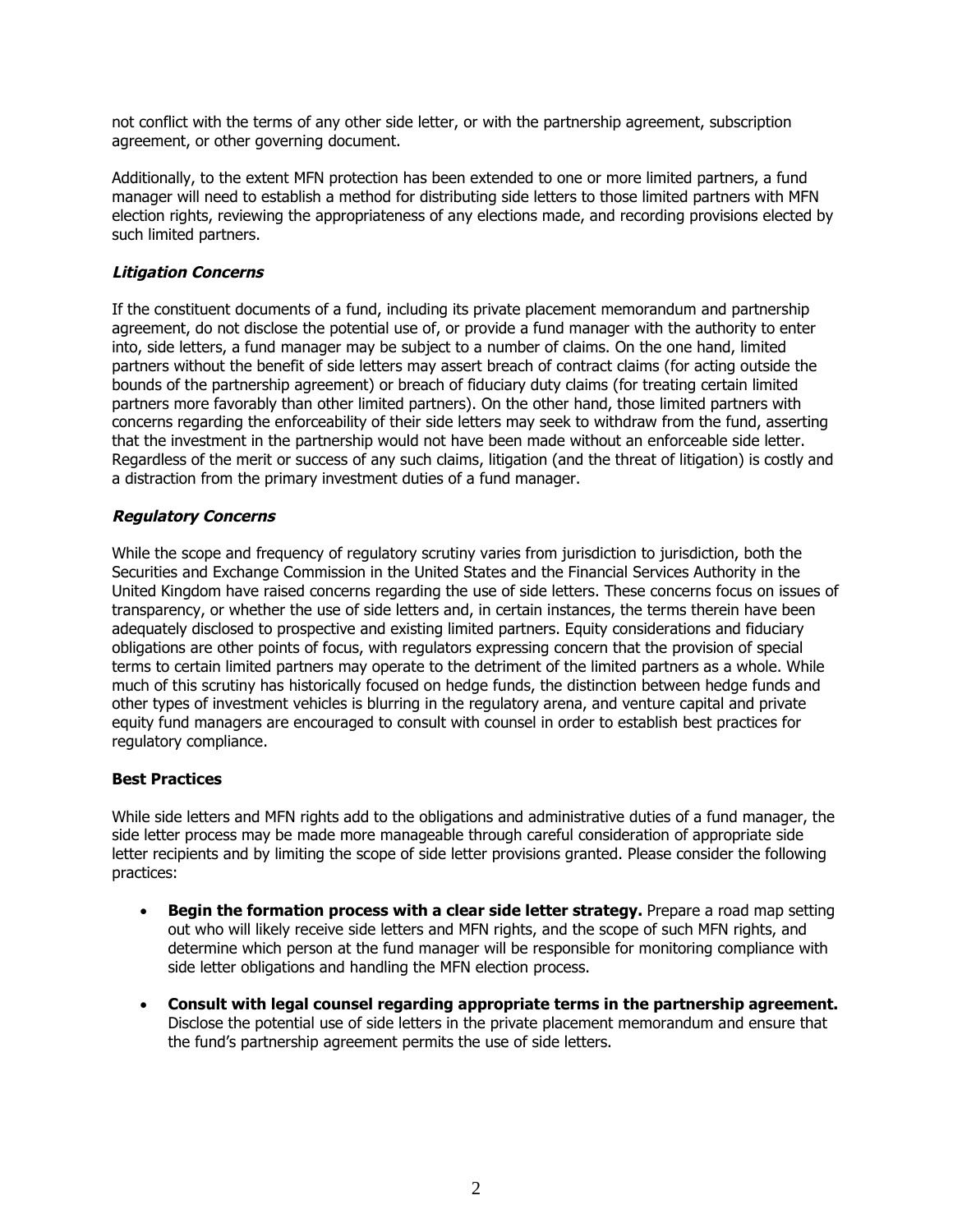not conflict with the terms of any other side letter, or with the partnership agreement, subscription agreement, or other governing document.

Additionally, to the extent MFN protection has been extended to one or more limited partners, a fund manager will need to establish a method for distributing side letters to those limited partners with MFN election rights, reviewing the appropriateness of any elections made, and recording provisions elected by such limited partners.

### ***Litigation Concerns***

If the constituent documents of a fund, including its private placement memorandum and partnership agreement, do not disclose the potential use of, or provide a fund manager with the authority to enter into, side letters, a fund manager may be subject to a number of claims. On the one hand, limited partners without the benefit of side letters may assert breach of contract claims (for acting outside the bounds of the partnership agreement) or breach of fiduciary duty claims (for treating certain limited partners more favorably than other limited partners). On the other hand, those limited partners with concerns regarding the enforceability of their side letters may seek to withdraw from the fund, asserting that the investment in the partnership would not have been made without an enforceable side letter. Regardless of the merit or success of any such claims, litigation (and the threat of litigation) is costly and a distraction from the primary investment duties of a fund manager.

### ***Regulatory Concerns***

While the scope and frequency of regulatory scrutiny varies from jurisdiction to jurisdiction, both the Securities and Exchange Commission in the United States and the Financial Services Authority in the United Kingdom have raised concerns regarding the use of side letters. These concerns focus on issues of transparency, or whether the use of side letters and, in certain instances, the terms therein have been adequately disclosed to prospective and existing limited partners. Equity considerations and fiduciary obligations are other points of focus, with regulators expressing concern that the provision of special terms to certain limited partners may operate to the detriment of the limited partners as a whole. While much of this scrutiny has historically focused on hedge funds, the distinction between hedge funds and other types of investment vehicles is blurring in the regulatory arena, and venture capital and private equity fund managers are encouraged to consult with counsel in order to establish best practices for regulatory compliance.

## **Best Practices**

While side letters and MFN rights add to the obligations and administrative duties of a fund manager, the side letter process may be made more manageable through careful consideration of appropriate side letter recipients and by limiting the scope of side letter provisions granted. Please consider the following practices:

- **Begin the formation process with a clear side letter strategy.** Prepare a road map setting out who will likely receive side letters and MFN rights, and the scope of such MFN rights, and determine which person at the fund manager will be responsible for monitoring compliance with side letter obligations and handling the MFN election process.
- **Consult with legal counsel regarding appropriate terms in the partnership agreement.** Disclose the potential use of side letters in the private placement memorandum and ensure that the fund's partnership agreement permits the use of side letters.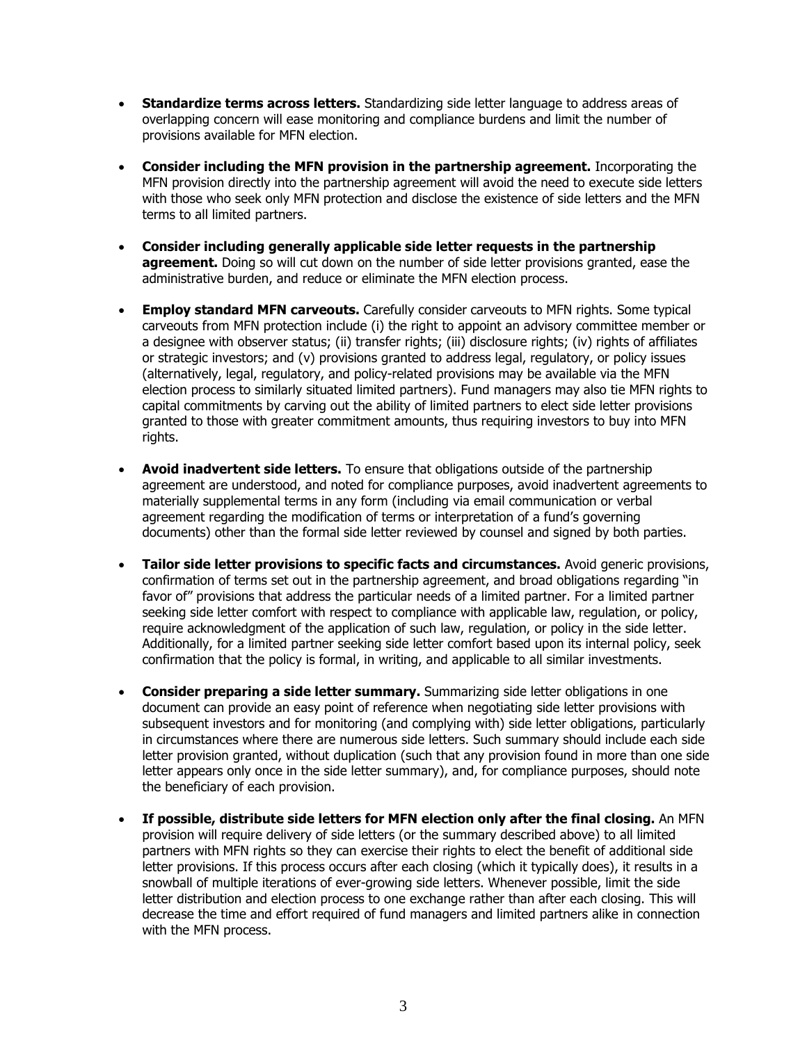- **Standardize terms across letters.** Standardizing side letter language to address areas of overlapping concern will ease monitoring and compliance burdens and limit the number of provisions available for MFN election.

- **Consider including the MFN provision in the partnership agreement.** Incorporating the MFN provision directly into the partnership agreement will avoid the need to execute side letters with those who seek only MFN protection and disclose the existence of side letters and the MFN terms to all limited partners.

- **Consider including generally applicable side letter requests in the partnership agreement.** Doing so will cut down on the number of side letter provisions granted, ease the administrative burden, and reduce or eliminate the MFN election process.

- **Employ standard MFN carveouts.** Carefully consider carveouts to MFN rights. Some typical carveouts from MFN protection include (i) the right to appoint an advisory committee member or a designee with observer status; (ii) transfer rights; (iii) disclosure rights; (iv) rights of affiliates or strategic investors; and (v) provisions granted to address legal, regulatory, or policy issues (alternatively, legal, regulatory, and policy-related provisions may be available via the MFN election process to similarly situated limited partners). Fund managers may also tie MFN rights to capital commitments by carving out the ability of limited partners to elect side letter provisions granted to those with greater commitment amounts, thus requiring investors to buy into MFN rights.

- **Avoid inadvertent side letters.** To ensure that obligations outside of the partnership agreement are understood, and noted for compliance purposes, avoid inadvertent agreements to materially supplemental terms in any form (including via email communication or verbal agreement regarding the modification of terms or interpretation of a fund's governing documents) other than the formal side letter reviewed by counsel and signed by both parties.

- **Tailor side letter provisions to specific facts and circumstances.** Avoid generic provisions, confirmation of terms set out in the partnership agreement, and broad obligations regarding "in favor of" provisions that address the particular needs of a limited partner. For a limited partner seeking side letter comfort with respect to compliance with applicable law, regulation, or policy, require acknowledgment of the application of such law, regulation, or policy in the side letter. Additionally, for a limited partner seeking side letter comfort based upon its internal policy, seek confirmation that the policy is formal, in writing, and applicable to all similar investments.

- **Consider preparing a side letter summary.** Summarizing side letter obligations in one document can provide an easy point of reference when negotiating side letter provisions with subsequent investors and for monitoring (and complying with) side letter obligations, particularly in circumstances where there are numerous side letters. Such summary should include each side letter provision granted, without duplication (such that any provision found in more than one side letter appears only once in the side letter summary), and, for compliance purposes, should note the beneficiary of each provision.

- **If possible, distribute side letters for MFN election only after the final closing.** An MFN provision will require delivery of side letters (or the summary described above) to all limited partners with MFN rights so they can exercise their rights to elect the benefit of additional side letter provisions. If this process occurs after each closing (which it typically does), it results in a snowball of multiple iterations of ever-growing side letters. Whenever possible, limit the side letter distribution and election process to one exchange rather than after each closing. This will decrease the time and effort required of fund managers and limited partners alike in connection with the MFN process.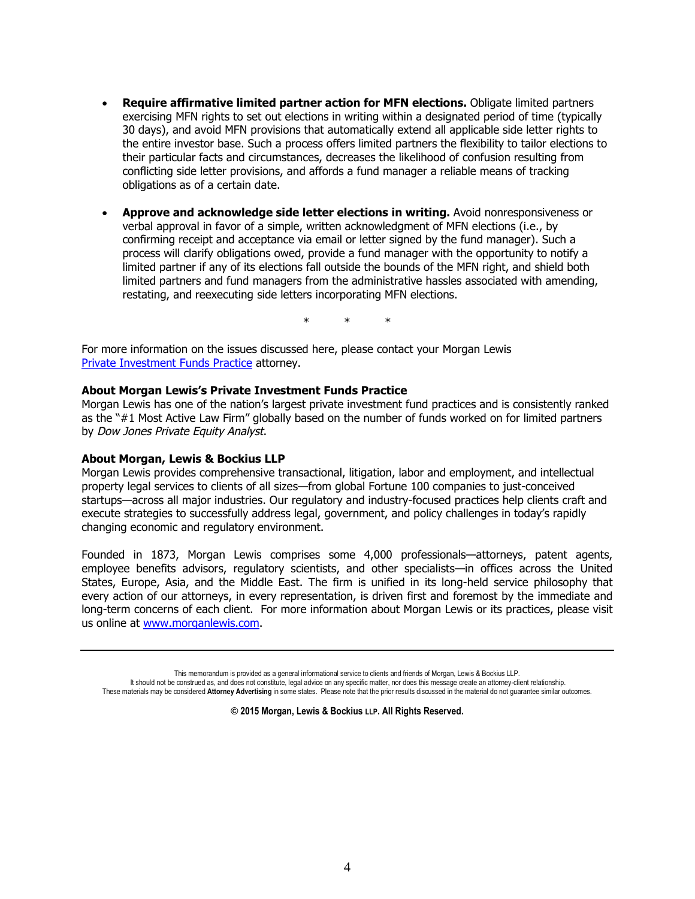- **Require affirmative limited partner action for MFN elections.** Obligate limited partners exercising MFN rights to set out elections in writing within a designated period of time (typically 30 days), and avoid MFN provisions that automatically extend all applicable side letter rights to the entire investor base. Such a process offers limited partners the flexibility to tailor elections to their particular facts and circumstances, decreases the likelihood of confusion resulting from conflicting side letter provisions, and affords a fund manager a reliable means of tracking obligations as of a certain date.

- **Approve and acknowledge side letter elections in writing.** Avoid nonresponsiveness or verbal approval in favor of a simple, written acknowledgment of MFN elections (i.e., by confirming receipt and acceptance via email or letter signed by the fund manager). Such a process will clarify obligations owed, provide a fund manager with the opportunity to notify a limited partner if any of its elections fall outside the bounds of the MFN right, and shield both limited partners and fund managers from the administrative hassles associated with amending, restating, and reexecuting side letters incorporating MFN elections.

\* \* \*

For more information on the issues discussed here, please contact your Morgan Lewis Private Investment Funds Practice attorney.

**About Morgan Lewis's Private Investment Funds Practice**
Morgan Lewis has one of the nation's largest private investment fund practices and is consistently ranked as the "#1 Most Active Law Firm" globally based on the number of funds worked on for limited partners by *Dow Jones Private Equity Analyst*.

**About Morgan, Lewis & Bockius LLP**
Morgan Lewis provides comprehensive transactional, litigation, labor and employment, and intellectual property legal services to clients of all sizes—from global Fortune 100 companies to just-conceived startups—across all major industries. Our regulatory and industry-focused practices help clients craft and execute strategies to successfully address legal, government, and policy challenges in today's rapidly changing economic and regulatory environment.

Founded in 1873, Morgan Lewis comprises some 4,000 professionals—attorneys, patent agents, employee benefits advisors, regulatory scientists, and other specialists—in offices across the United States, Europe, Asia, and the Middle East. The firm is unified in its long-held service philosophy that every action of our attorneys, in every representation, is driven first and foremost by the immediate and long-term concerns of each client. For more information about Morgan Lewis or its practices, please visit us online at www.morganlewis.com.

---

This memorandum is provided as a general informational service to clients and friends of Morgan, Lewis & Bockius LLP.
It should not be construed as, and does not constitute, legal advice on any specific matter, nor does this message create an attorney-client relationship.
These materials may be considered **Attorney Advertising** in some states. Please note that the prior results discussed in the material do not guarantee similar outcomes.

**© 2015 Morgan, Lewis & Bockius LLP. All Rights Reserved.**